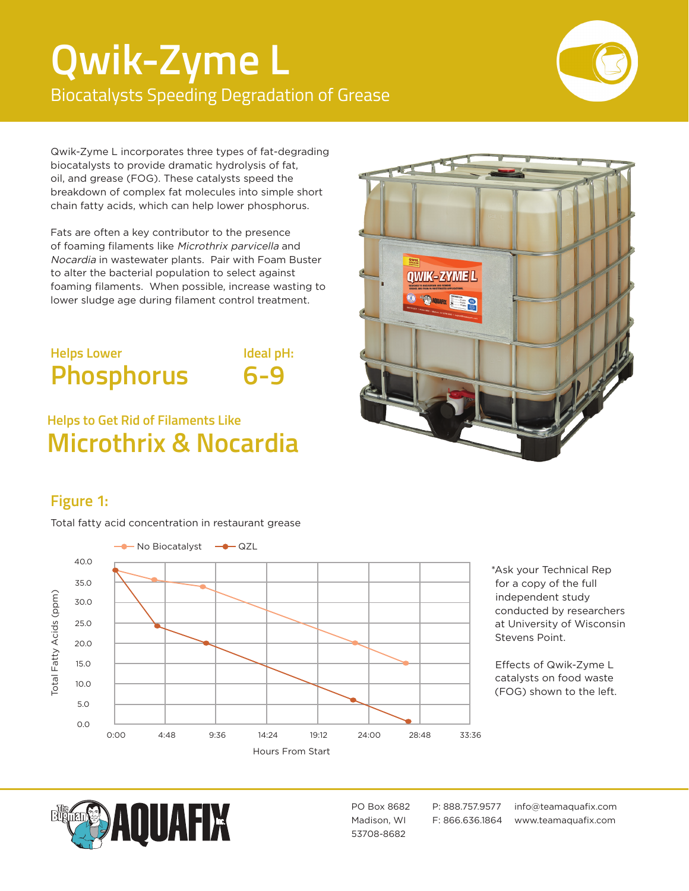# Qwik-Zyme L

## Biocatalysts Speeding Degradation of Grease

Qwik-Zyme L incorporates three types of fat-degrading biocatalysts to provide dramatic hydrolysis of fat, oil, and grease (FOG). These catalysts speed the breakdown of complex fat molecules into simple short chain fatty acids, which can help lower phosphorus.

Fats are often a key contributor to the presence of foaming filaments like *Microthrix parvicella* and *Nocardia* in wastewater plants. Pair with Foam Buster to alter the bacterial population to select against foaming filaments. When possible, increase wasting to lower sludge age during filament control treatment.

Helps Lower
**Phosphorus**

Ideal pH:
**6-9**

Helps to Get Rid of Filaments Like
**Microthrix & Nocardia**

## Figure 1:

Total fatty acid concentration in restaurant grease

Legend: No Biocatalyst, QZL

Y-axis: Total Fatty Acids (ppm) — 0.0, 5.0, 10.0, 15.0, 20.0, 25.0, 30.0, 35.0, 40.0

X-axis: Hours From Start — 0:00, 4:48, 9:36, 14:24, 19:12, 24:00, 28:48, 33:36

*Ask your Technical Rep for a copy of the full independent study conducted by researchers at University of Wisconsin Stevens Point.

Effects of Qwik-Zyme L catalysts on food waste (FOG) shown to the left.

The Bugman AQUAFIX Inc.

PO Box 8682
Madison, WI
53708-8682

P: 888.757.9577
F: 866.636.1864

info@teamaquafix.com
www.teamaquafix.com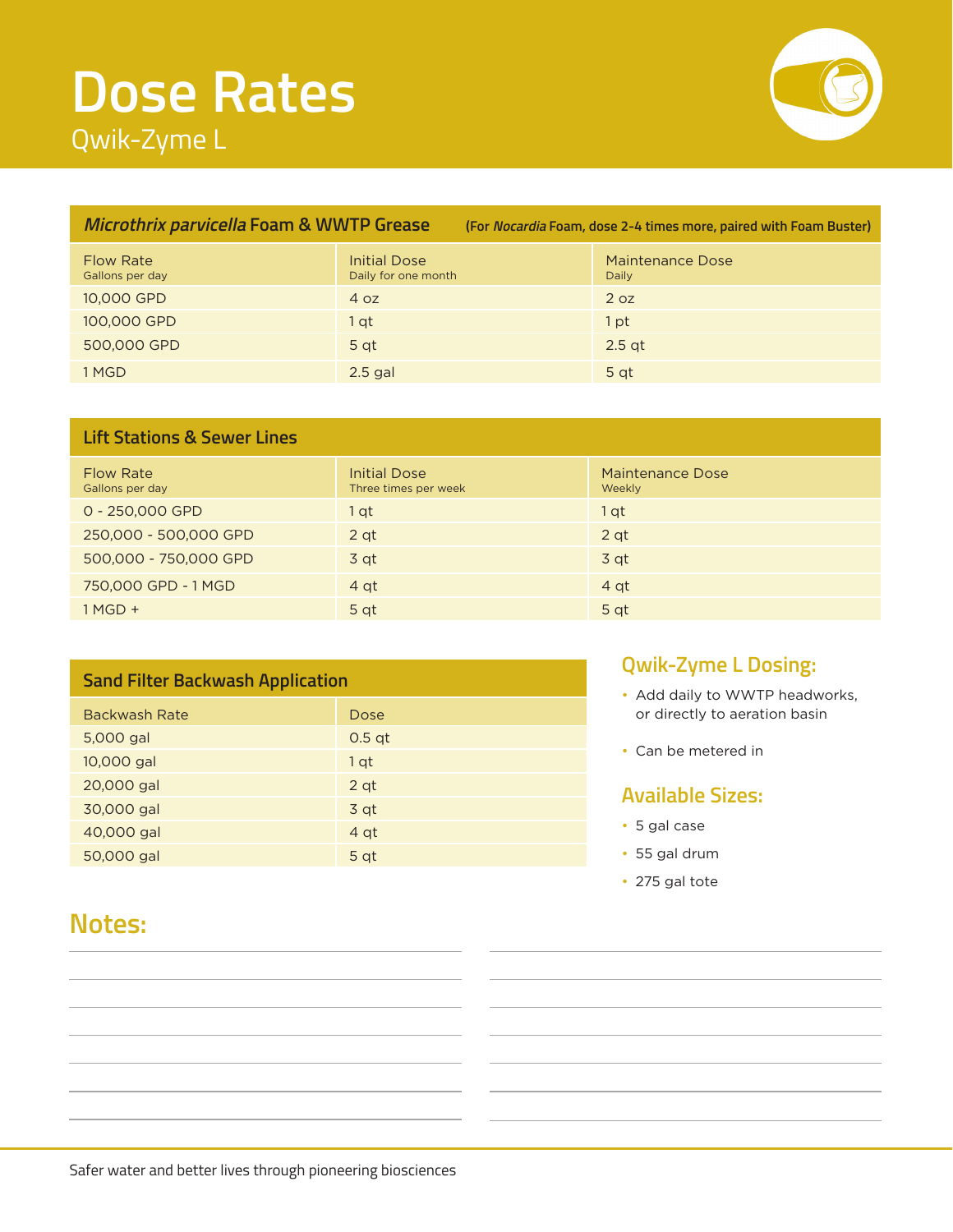# Dose Rates

## Qwik-Zyme L

### *Microthrix parvicella* Foam & WWTP Grease

(For *Nocardia* Foam, dose 2-4 times more, paired with Foam Buster)

| Flow Rate<br>Gallons per day | Initial Dose<br>Daily for one month | Maintenance Dose<br>Daily |
|---|---|---|
| 10,000 GPD | 4 oz | 2 oz |
| 100,000 GPD | 1 qt | 1 pt |
| 500,000 GPD | 5 qt | 2.5 qt |
| 1 MGD | 2.5 gal | 5 qt |

### Lift Stations & Sewer Lines

| Flow Rate<br>Gallons per day | Initial Dose<br>Three times per week | Maintenance Dose<br>Weekly |
|---|---|---|
| 0 - 250,000 GPD | 1 qt | 1 qt |
| 250,000 - 500,000 GPD | 2 qt | 2 qt |
| 500,000 - 750,000 GPD | 3 qt | 3 qt |
| 750,000 GPD - 1 MGD | 4 qt | 4 qt |
| 1 MGD + | 5 qt | 5 qt |

### Sand Filter Backwash Application

| Backwash Rate | Dose |
|---|---|
| 5,000 gal | 0.5 qt |
| 10,000 gal | 1 qt |
| 20,000 gal | 2 qt |
| 30,000 gal | 3 qt |
| 40,000 gal | 4 qt |
| 50,000 gal | 5 qt |

### Qwik-Zyme L Dosing:

- Add daily to WWTP headworks, or directly to aeration basin
- Can be metered in

### Available Sizes:

- 5 gal case
- 55 gal drum
- 275 gal tote

## Notes:

Safer water and better lives through pioneering biosciences